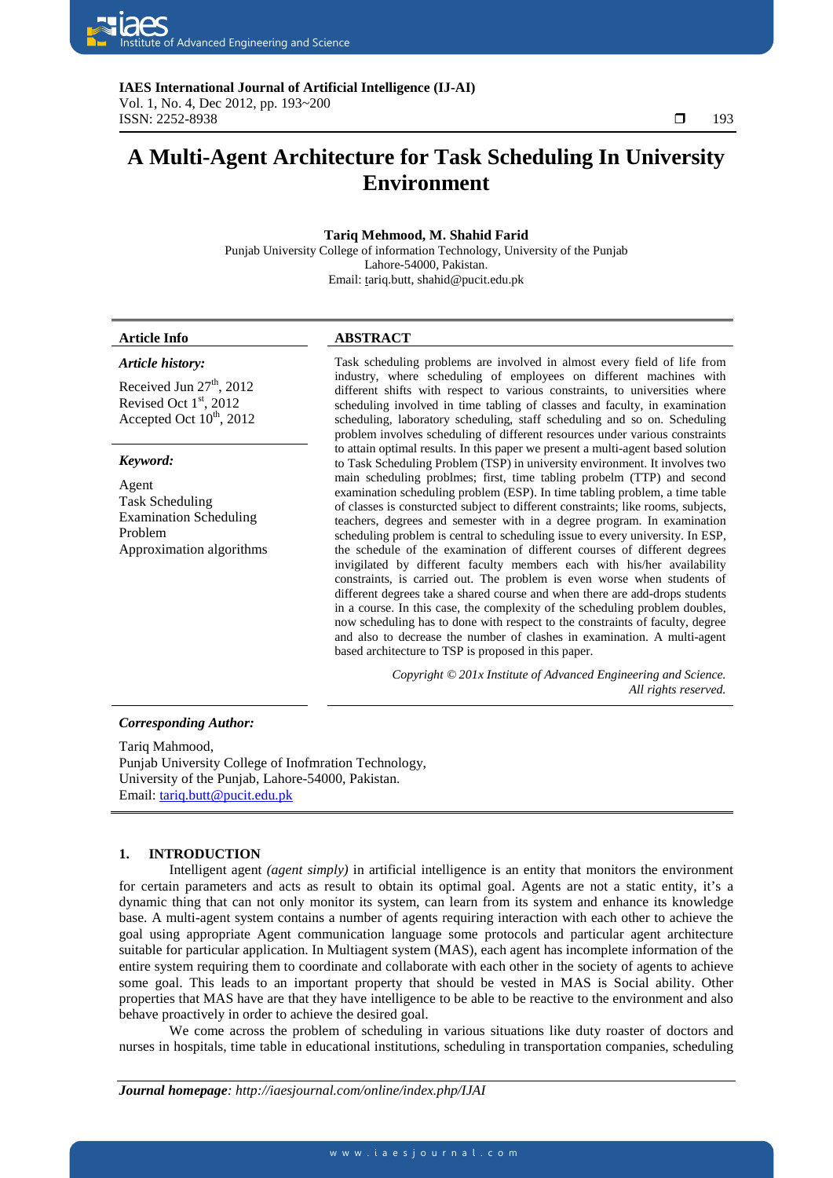# A Multi-Agent Architecture for Task Scheduling In University Environment

**Tariq Mehmood, M. Shahid Farid**

Punjab University College of information Technology, University of the Punjab
Lahore-54000, Pakistan.
Email: tariq.butt, shahid@pucit.edu.pk

**Article Info**

*Article history:*

Received Jun 27th, 2012
Revised Oct 1st, 2012
Accepted Oct 10th, 2012

*Keyword:*

Agent
Task Scheduling
Examination Scheduling Problem
Approximation algorithms

**ABSTRACT**

Task scheduling problems are involved in almost every field of life from industry, where scheduling of employees on different machines with different shifts with respect to various constraints, to universities where scheduling involved in time tabling of classes and faculty, in examination scheduling, laboratory scheduling, staff scheduling and so on. Scheduling problem involves scheduling of different resources under various constraints to attain optimal results. In this paper we present a multi-agent based solution to Task Scheduling Problem (TSP) in university environment. It involves two main scheduling problmes; first, time tabling probelm (TTP) and second examination scheduling problem (ESP). In time tabling problem, a time table of classes is consturcted subject to different constraints; like rooms, subjects, teachers, degrees and semester with in a degree program. In examination scheduling problem is central to scheduling issue to every university. In ESP, the schedule of the examination of different courses of different degrees invigilated by different faculty members each with his/her availability constraints, is carried out. The problem is even worse when students of different degrees take a shared course and when there are add-drops students in a course. In this case, the complexity of the scheduling problem doubles, now scheduling has to done with respect to the constraints of faculty, degree and also to decrease the number of clashes in examination. A multi-agent based architecture to TSP is proposed in this paper.

*Copyright © 201x Institute of Advanced Engineering and Science. All rights reserved.*

***Corresponding Author:***

Tariq Mahmood,
Punjab University College of Inofmration Technology,
University of the Punjab, Lahore-54000, Pakistan.
Email: tariq.butt@pucit.edu.pk

## 1. INTRODUCTION

Intelligent agent *(agent simply)* in artificial intelligence is an entity that monitors the environment for certain parameters and acts as result to obtain its optimal goal. Agents are not a static entity, it's a dynamic thing that can not only monitor its system, can learn from its system and enhance its knowledge base. A multi-agent system contains a number of agents requiring interaction with each other to achieve the goal using appropriate Agent communication language some protocols and particular agent architecture suitable for particular application. In Multiagent system (MAS), each agent has incomplete information of the entire system requiring them to coordinate and collaborate with each other in the society of agents to achieve some goal. This leads to an important property that should be vested in MAS is Social ability. Other properties that MAS have are that they have intelligence to be able to be reactive to the environment and also behave proactively in order to achieve the desired goal.

We come across the problem of scheduling in various situations like duty roaster of doctors and nurses in hospitals, time table in educational institutions, scheduling in transportation companies, scheduling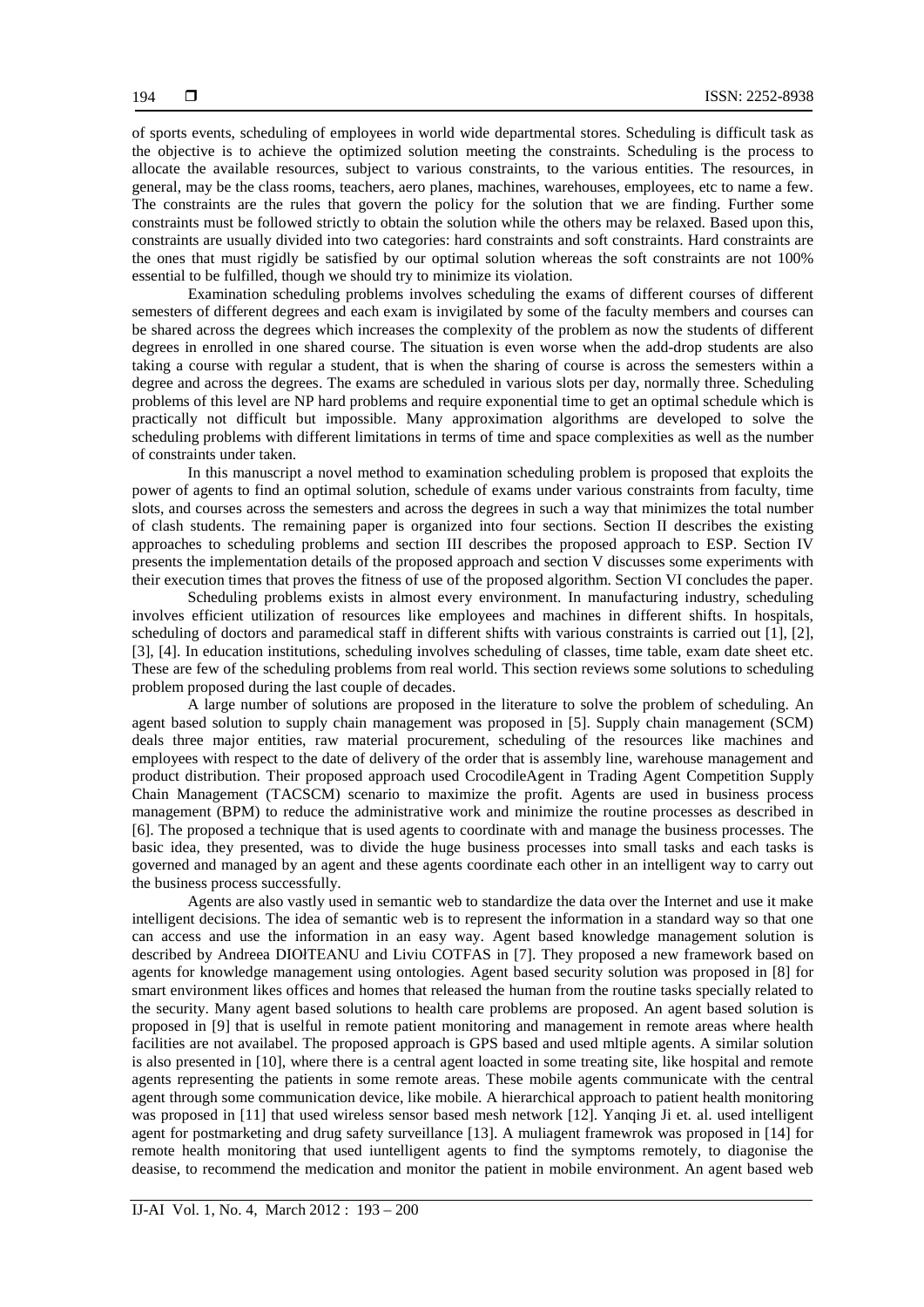of sports events, scheduling of employees in world wide departmental stores. Scheduling is difficult task as the objective is to achieve the optimized solution meeting the constraints. Scheduling is the process to allocate the available resources, subject to various constraints, to the various entities. The resources, in general, may be the class rooms, teachers, aero planes, machines, warehouses, employees, etc to name a few. The constraints are the rules that govern the policy for the solution that we are finding. Further some constraints must be followed strictly to obtain the solution while the others may be relaxed. Based upon this, constraints are usually divided into two categories: hard constraints and soft constraints. Hard constraints are the ones that must rigidly be satisfied by our optimal solution whereas the soft constraints are not 100% essential to be fulfilled, though we should try to minimize its violation.

Examination scheduling problems involves scheduling the exams of different courses of different semesters of different degrees and each exam is invigilated by some of the faculty members and courses can be shared across the degrees which increases the complexity of the problem as now the students of different degrees in enrolled in one shared course. The situation is even worse when the add-drop students are also taking a course with regular a student, that is when the sharing of course is across the semesters within a degree and across the degrees. The exams are scheduled in various slots per day, normally three. Scheduling problems of this level are NP hard problems and require exponential time to get an optimal schedule which is practically not difficult but impossible. Many approximation algorithms are developed to solve the scheduling problems with different limitations in terms of time and space complexities as well as the number of constraints under taken.

In this manuscript a novel method to examination scheduling problem is proposed that exploits the power of agents to find an optimal solution, schedule of exams under various constraints from faculty, time slots, and courses across the semesters and across the degrees in such a way that minimizes the total number of clash students. The remaining paper is organized into four sections. Section II describes the existing approaches to scheduling problems and section III describes the proposed approach to ESP. Section IV presents the implementation details of the proposed approach and section V discusses some experiments with their execution times that proves the fitness of use of the proposed algorithm. Section VI concludes the paper.

Scheduling problems exists in almost every environment. In manufacturing industry, scheduling involves efficient utilization of resources like employees and machines in different shifts. In hospitals, scheduling of doctors and paramedical staff in different shifts with various constraints is carried out [1], [2], [3], [4]. In education institutions, scheduling involves scheduling of classes, time table, exam date sheet etc. These are few of the scheduling problems from real world. This section reviews some solutions to scheduling problem proposed during the last couple of decades.

A large number of solutions are proposed in the literature to solve the problem of scheduling. An agent based solution to supply chain management was proposed in [5]. Supply chain management (SCM) deals three major entities, raw material procurement, scheduling of the resources like machines and employees with respect to the date of delivery of the order that is assembly line, warehouse management and product distribution. Their proposed approach used CrocodileAgent in Trading Agent Competition Supply Chain Management (TACSCM) scenario to maximize the profit. Agents are used in business process management (BPM) to reduce the administrative work and minimize the routine processes as described in [6]. The proposed a technique that is used agents to coordinate with and manage the business processes. The basic idea, they presented, was to divide the huge business processes into small tasks and each tasks is governed and managed by an agent and these agents coordinate each other in an intelligent way to carry out the business process successfully.

Agents are also vastly used in semantic web to standardize the data over the Internet and use it make intelligent decisions. The idea of semantic web is to represent the information in a standard way so that one can access and use the information in an easy way. Agent based knowledge management solution is described by Andreea DIOłTEANU and Liviu COTFAS in [7]. They proposed a new framework based on agents for knowledge management using ontologies. Agent based security solution was proposed in [8] for smart environment likes offices and homes that released the human from the routine tasks specially related to the security. Many agent based solutions to health care problems are proposed. An agent based solution is proposed in [9] that is usefull in remote patient monitoring and management in remote areas where health facilities are not availabel. The proposed approach is GPS based and used mltiple agents. A similar solution is also presented in [10], where there is a central agent loacted in some treating site, like hospital and remote agents representing the patients in some remote areas. These mobile agents communicate with the central agent through some communication device, like mobile. A hierarchical approach to patient health monitoring was proposed in [11] that used wireless sensor based mesh network [12]. Yanqing Ji et. al. used intelligent agent for postmarketing and drug safety surveillance [13]. A muliagent framewrok was proposed in [14] for remote health monitoring that used iuntelligent agents to find the symptoms remotely, to diagonise the deasise, to recommend the medication and monitor the patient in mobile environment. An agent based web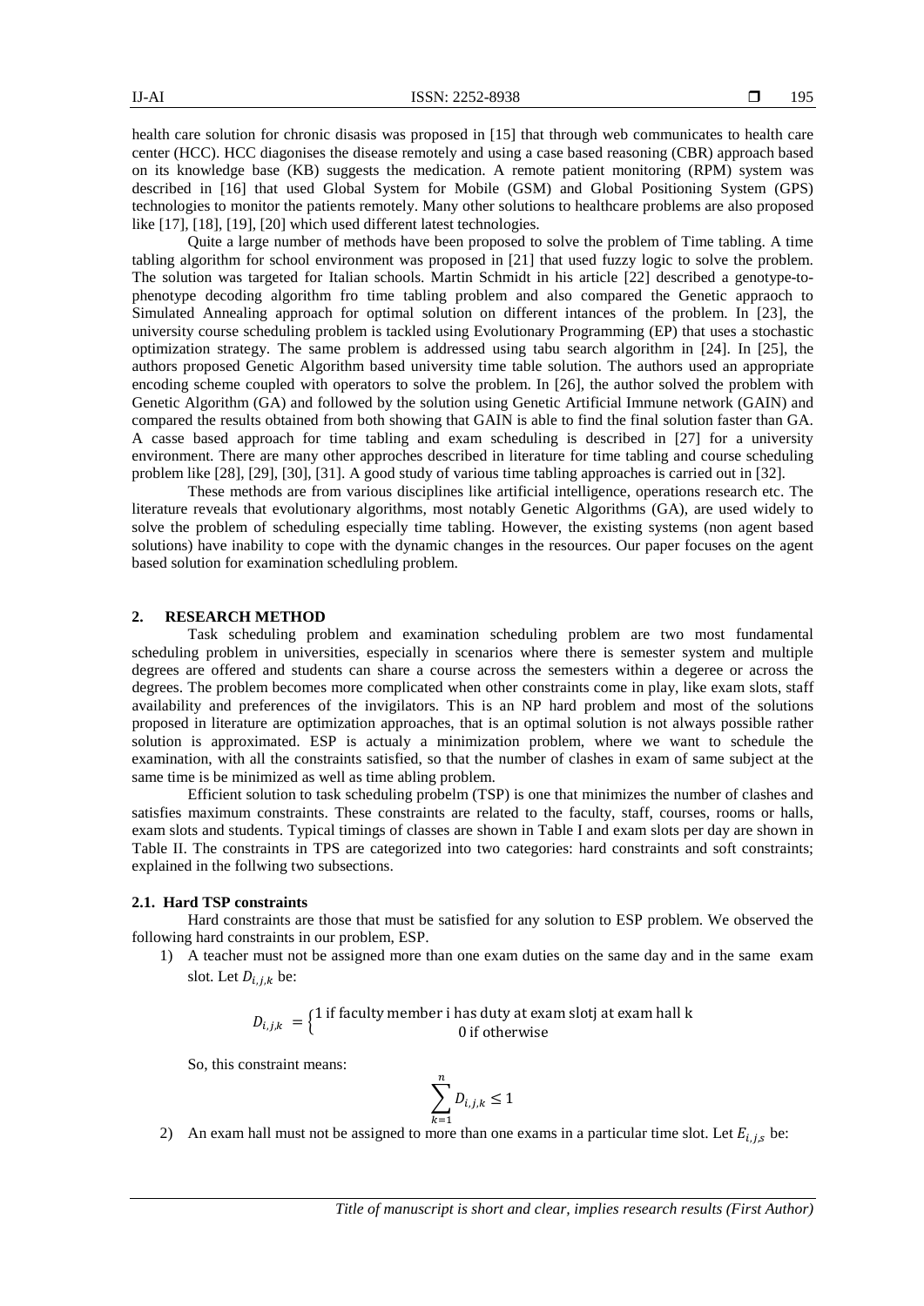health care solution for chronic disasis was proposed in [15] that through web communicates to health care center (HCC). HCC diagonises the disease remotely and using a case based reasoning (CBR) approach based on its knowledge base (KB) suggests the medication. A remote patient monitoring (RPM) system was described in [16] that used Global System for Mobile (GSM) and Global Positioning System (GPS) technologies to monitor the patients remotely. Many other solutions to healthcare problems are also proposed like [17], [18], [19], [20] which used different latest technologies.

Quite a large number of methods have been proposed to solve the problem of Time tabling. A time tabling algorithm for school environment was proposed in [21] that used fuzzy logic to solve the problem. The solution was targeted for Italian schools. Martin Schmidt in his article [22] described a genotype-to-phenotype decoding algorithm fro time tabling problem and also compared the Genetic appraoch to Simulated Annealing approach for optimal solution on different intances of the problem. In [23], the university course scheduling problem is tackled using Evolutionary Programming (EP) that uses a stochastic optimization strategy. The same problem is addressed using tabu search algorithm in [24]. In [25], the authors proposed Genetic Algorithm based university time table solution. The authors used an appropriate encoding scheme coupled with operators to solve the problem. In [26], the author solved the problem with Genetic Algorithm (GA) and followed by the solution using Genetic Artificial Immune network (GAIN) and compared the results obtained from both showing that GAIN is able to find the final solution faster than GA. A casse based approach for time tabling and exam scheduling is described in [27] for a university environment. There are many other approches described in literature for time tabling and course scheduling problem like [28], [29], [30], [31]. A good study of various time tabling approaches is carried out in [32].

These methods are from various disciplines like artificial intelligence, operations research etc. The literature reveals that evolutionary algorithms, most notably Genetic Algorithms (GA), are used widely to solve the problem of scheduling especially time tabling. However, the existing systems (non agent based solutions) have inability to cope with the dynamic changes in the resources. Our paper focuses on the agent based solution for examination schedluling problem.

## 2. RESEARCH METHOD

Task scheduling problem and examination scheduling problem are two most fundamental scheduling problem in universities, especially in scenarios where there is semester system and multiple degrees are offered and students can share a course across the semesters within a degeree or across the degrees. The problem becomes more complicated when other constraints come in play, like exam slots, staff availability and preferences of the invigilators. This is an NP hard problem and most of the solutions proposed in literature are optimization approaches, that is an optimal solution is not always possible rather solution is approximated. ESP is actualy a minimization problem, where we want to schedule the examination, with all the constraints satisfied, so that the number of clashes in exam of same subject at the same time is be minimized as well as time abling problem.

Efficient solution to task scheduling probelm (TSP) is one that minimizes the number of clashes and satisfies maximum constraints. These constraints are related to the faculty, staff, courses, rooms or halls, exam slots and students. Typical timings of classes are shown in Table I and exam slots per day are shown in Table II. The constraints in TPS are categorized into two categories: hard constraints and soft constraints; explained in the follwing two subsections.

### 2.1. Hard TSP constraints

Hard constraints are those that must be satisfied for any solution to ESP problem. We observed the following hard constraints in our problem, ESP.

1) A teacher must not be assigned more than one exam duties on the same day and in the same exam slot. Let $D_{i,j,k}$ be:

$$D_{i,j,k} = \begin{cases} 1 \text{ if faculty member i has duty at exam slotj at exam hall k} \\ 0 \text{ if otherwise} \end{cases}$$

So, this constraint means:

$$\sum_{k=1}^{n} D_{i,j,k} \leq 1$$

2) An exam hall must not be assiged to more than one exams in a particular time slot. Let $E_{i,j,s}$ be: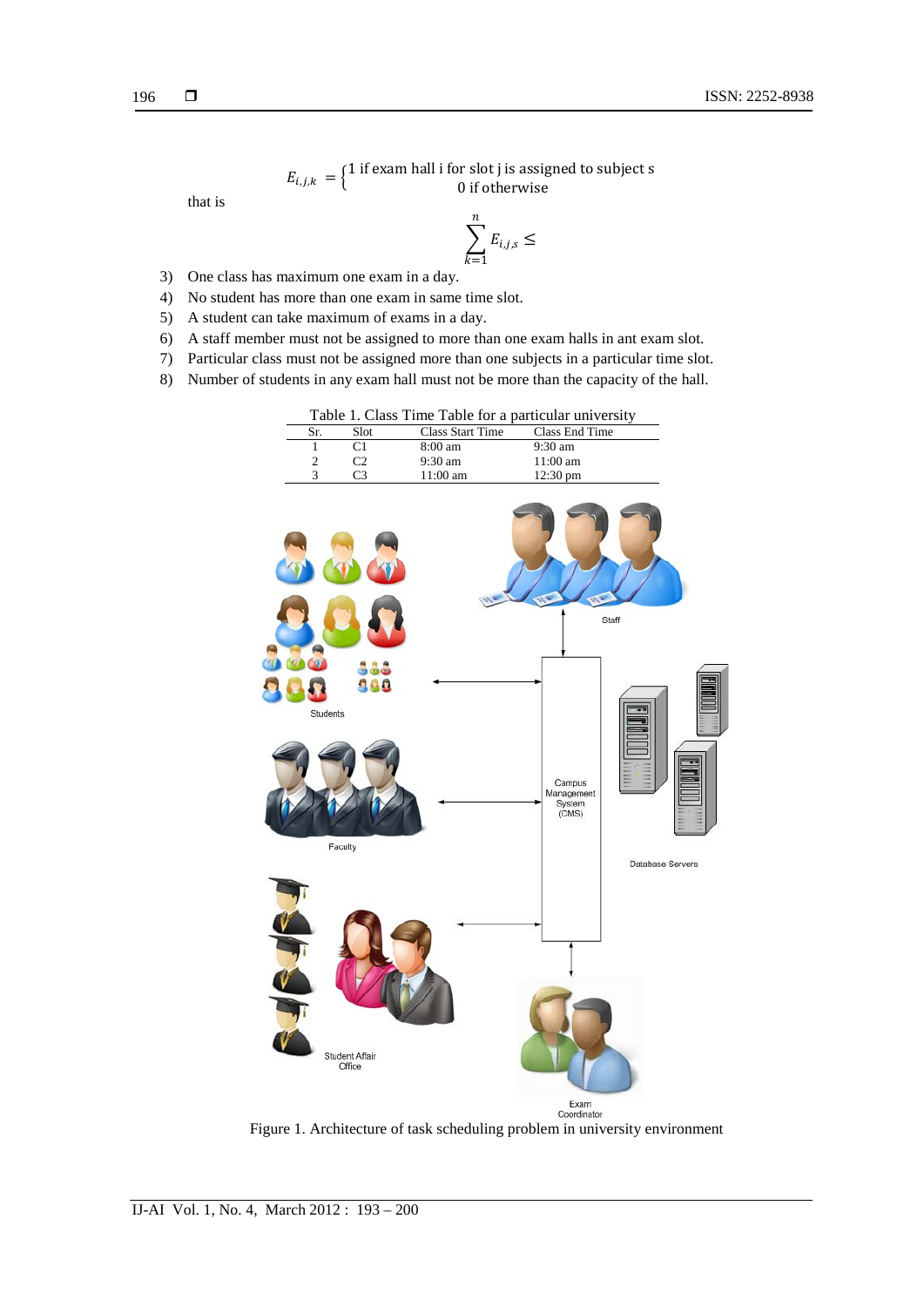$$E_{i,j,k} = \begin{cases} 1 \text{ if exam hall i for slot j is assigned to subject s} \\ 0 \text{ if otherwise} \end{cases}$$

that is

$$\sum_{k=1}^{n} E_{i,j,s} \leq$$

3) One class has maximum one exam in a day.
4) No student has more than one exam in same time slot.
5) A student can take maximum of exams in a day.
6) A staff member must not be assigned to more than one exam halls in ant exam slot.
7) Particular class must not be assigned more than one subjects in a particular time slot.
8) Number of students in any exam hall must not be more than the capacity of the hall.

Table 1. Class Time Table for a particular university

| Sr. | Slot | Class Start Time | Class End Time |
|---|---|---|---|
| 1 | C1 | 8:00 am | 9:30 am |
| 2 | C2 | 9:30 am | 11:00 am |
| 3 | C3 | 11:00 am | 12:30 pm |

Figure 1. Architecture of task scheduling problem in university environment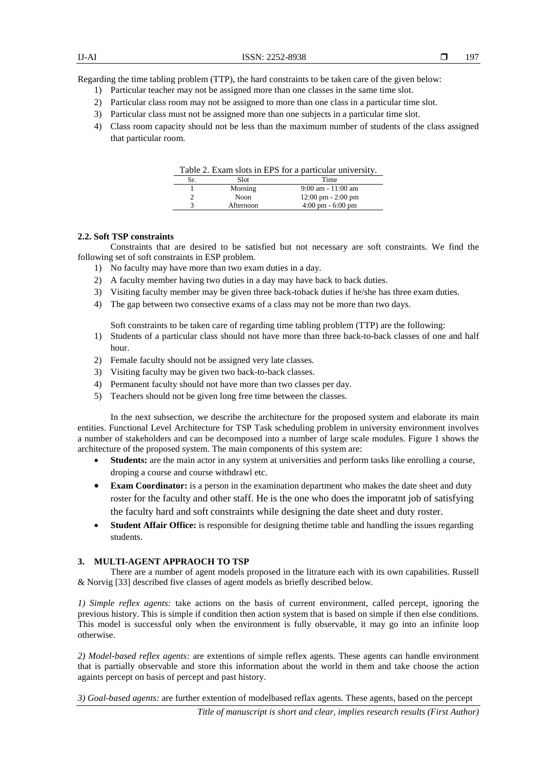Regarding the time tabling problem (TTP), the hard constraints to be taken care of the given below:

1) Particular teacher may not be assigned more than one classes in the same time slot.
2) Particular class room may not be assigned to more than one class in a particular time slot.
3) Particular class must not be assigned more than one subjects in a particular time slot.
4) Class room capacity should not be less than the maximum number of students of the class assigned that particular room.

Table 2. Exam slots in EPS for a particular university.

| Sr. | Slot | Time |
|---|---|---|
| 1 | Morning | 9:00 am - 11:00 am |
| 2 | Noon | 12:00 pm - 2:00 pm |
| 3 | Afternoon | 4:00 pm - 6:00 pm |

### 2.2. Soft TSP constraints

Constraints that are desired to be satisfied but not necessary are soft constraints. We find the following set of soft constraints in ESP problem.

1) No faculty may have more than two exam duties in a day.
2) A faculty member having two duties in a day may have back to back duties.
3) Visiting faculty member may be given three back-toback duties if he/she has three exam duties.
4) The gap between two consecutive exams of a class may not be more than two days.

Soft constraints to be taken care of regarding time tabling problem (TTP) are the following:

1) Students of a particular class should not have more than three back-to-back classes of one and half hour.
2) Female faculty should not be assigned very late classes.
3) Visiting faculty may be given two back-to-back classes.
4) Permanent faculty should not have more than two classes per day.
5) Teachers should not be given long free time between the classes.

In the next subsection, we describe the architecture for the proposed system and elaborate its main entities. Functional Level Architecture for TSP Task scheduling problem in university environment involves a number of stakeholders and can be decomposed into a number of large scale modules. Figure 1 shows the architecture of the proposed system. The main components of this system are:

- **Students:** are the main actor in any system at universities and perform tasks like enrolling a course, droping a course and course withdrawl etc.
- **Exam Coordinator:** is a person in the examination department who makes the date sheet and duty roster for the faculty and other staff. He is the one who does the imporatnt job of satisfying the faculty hard and soft constraints while designing the date sheet and duty roster.
- **Student Affair Office:** is responsible for designing thetime table and handling the issues regarding students.

## 3. MULTI-AGENT APPRAOCH TO TSP

There are a number of agent models proposed in the litrature each with its own capabilities. Russell & Norvig [33] described five classes of agent models as briefly described below.

*1) Simple reflex agents:* take actions on the basis of current environment, called percept, ignoring the previous history. This is simple if condition then action system that is based on simple if then else conditions. This model is successful only when the environment is fully observable, it may go into an infinite loop otherwise.

*2) Model-based reflex agents:* are extentions of simple reflex agents. These agents can handle environment that is partially observable and store this information about the world in them and take choose the action againts percept on basis of percept and past history.

*3) Goal-based agents:* are further extention of modelbased reflax agents. These agents, based on the percept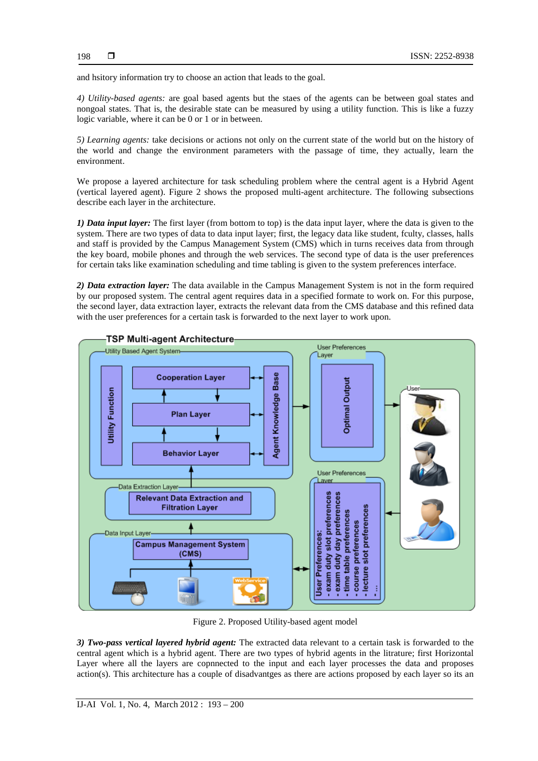and hsitory information try to choose an action that leads to the goal.

*4) Utility-based agents:* are goal based agents but the staes of the agents can be between goal states and nongoal states. That is, the desirable state can be measured by using a utility function. This is like a fuzzy logic variable, where it can be 0 or 1 or in between.

*5) Learning agents:* take decisions or actions not only on the current state of the world but on the history of the world and change the environment parameters with the passage of time, they actually, learn the environment.

We propose a layered architecture for task scheduling problem where the central agent is a Hybrid Agent (vertical layered agent). Figure 2 shows the proposed multi-agent architecture. The following subsections describe each layer in the architecture.

***1) Data input layer:*** The first layer (from bottom to top) is the data input layer, where the data is given to the system. There are two types of data to data input layer; first, the legacy data like student, fculty, classes, halls and staff is provided by the Campus Management System (CMS) which in turns receives data from through the key board, mobile phones and through the web services. The second type of data is the user preferences for certain taks like examination scheduling and time tabling is given to the system preferences interface.

***2) Data extraction layer:*** The data available in the Campus Management System is not in the form required by our proposed system. The central agent requires data in a specified formate to work on. For this purpose, the second layer, data extraction layer, extracts the relevant data from the CMS database and this refined data with the user preferences for a certain task is forwarded to the next layer to work upon.

Figure 2. Proposed Utility-based agent model

***3) Two-pass vertical layered hybrid agent:*** The extracted data relevant to a certain task is forwarded to the central agent which is a hybrid agent. There are two types of hybrid agents in the litrature; first Horizontal Layer where all the layers are copnnected to the input and each layer processes the data and proposes action(s). This architecture has a couple of disadvantges as there are actions proposed by each layer so its an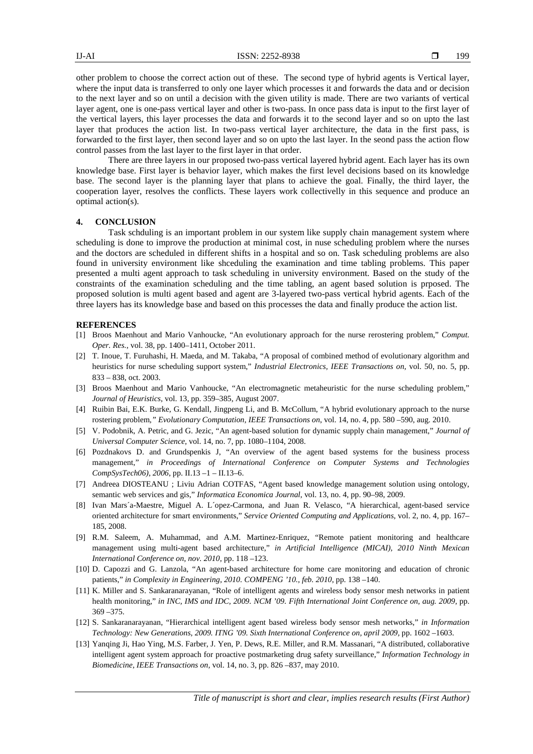other problem to choose the correct action out of these. The second type of hybrid agents is Vertical layer, where the input data is transferred to only one layer which processes it and forwards the data and or decision to the next layer and so on until a decision with the given utility is made. There are two variants of vertical layer agent, one is one-pass vertical layer and other is two-pass. In once pass data is input to the first layer of the vertical layers, this layer processes the data and forwards it to the second layer and so on upto the last layer that produces the action list. In two-pass vertical layer architecture, the data in the first pass, is forwarded to the first layer, then second layer and so on upto the last layer. In the seond pass the action flow control passes from the last layer to the first layer in that order.

There are three layers in our proposed two-pass vertical layered hybrid agent. Each layer has its own knowledge base. First layer is behavior layer, which makes the first level decisions based on its knowledge base. The second layer is the planning layer that plans to achieve the goal. Finally, the third layer, the cooperation layer, resolves the conflicts. These layers work collectivelly in this sequence and produce an optimal action(s).

## 4. CONCLUSION

Task schduling is an important problem in our system like supply chain management system where scheduling is done to improve the production at minimal cost, in nuse scheduling problem where the nurses and the doctors are scheduled in different shifts in a hospital and so on. Task scheduling problems are also found in university environment like shceduling the examination and time tabling problems. This paper presented a multi agent approach to task scheduling in university environment. Based on the study of the constraints of the examination scheduling and the time tabling, an agent based solution is prposed. The proposed solution is multi agent based and agent are 3-layered two-pass vertical hybrid agents. Each of the three layers has its knowledge base and based on this processes the data and finally produce the action list.

## REFERENCES

[1] Broos Maenhout and Mario Vanhoucke, "An evolutionary approach for the nurse rerostering problem," *Comput. Oper. Res.*, vol. 38, pp. 1400–1411, October 2011.

[2] T. Inoue, T. Furuhashi, H. Maeda, and M. Takaba, "A proposal of combined method of evolutionary algorithm and heuristics for nurse scheduling support system," *Industrial Electronics, IEEE Transactions on*, vol. 50, no. 5, pp. 833 – 838, oct. 2003.

[3] Broos Maenhout and Mario Vanhoucke, "An electromagnetic metaheuristic for the nurse scheduling problem," *Journal of Heuristics*, vol. 13, pp. 359–385, August 2007.

[4] Ruibin Bai, E.K. Burke, G. Kendall, Jingpeng Li, and B. McCollum, "A hybrid evolutionary approach to the nurse rostering problem," *Evolutionary Computation, IEEE Transactions on*, vol. 14, no. 4, pp. 580 –590, aug. 2010.

[5] V. Podobnik, A. Petric, and G. Jezic, "An agent-based solution for dynamic supply chain management," *Journal of Universal Computer Science*, vol. 14, no. 7, pp. 1080–1104, 2008.

[6] Pozdnakovs D. and Grundspenkis J, "An overview of the agent based systems for the business process management," *in Proceedings of International Conference on Computer Systems and Technologies CompSysTech06), 2006*, pp. II.13 –1 – II.13–6.

[7] Andreea DIOSTEANU ; Liviu Adrian COTFAS, "Agent based knowledge management solution using ontology, semantic web services and gis," *Informatica Economica Journal*, vol. 13, no. 4, pp. 90–98, 2009.

[8] Ivan Mars´a-Maestre, Miguel A. L´opez-Carmona, and Juan R. Velasco, "A hierarchical, agent-based service oriented architecture for smart environments," *Service Oriented Computing and Applications*, vol. 2, no. 4, pp. 167–185, 2008.

[9] R.M. Saleem, A. Muhammad, and A.M. Martinez-Enriquez, "Remote patient monitoring and healthcare management using multi-agent based architecture," *in Artificial Intelligence (MICAI), 2010 Ninth Mexican International Conference on, nov. 2010*, pp. 118 –123.

[10] D. Capozzi and G. Lanzola, "An agent-based architecture for home care monitoring and education of chronic patients," *in Complexity in Engineering, 2010. COMPENG '10., feb. 2010*, pp. 138 –140.

[11] K. Miller and S. Sankaranarayanan, "Role of intelligent agents and wireless body sensor mesh networks in patient health monitoring," *in INC, IMS and IDC, 2009. NCM '09. Fifth International Joint Conference on, aug. 2009*, pp. 369 –375.

[12] S. Sankaranarayanan, "Hierarchical intelligent agent based wireless body sensor mesh networks," *in Information Technology: New Generations, 2009. ITNG '09. Sixth International Conference on, april 2009*, pp. 1602 –1603.

[13] Yanqing Ji, Hao Ying, M.S. Farber, J. Yen, P. Dews, R.E. Miller, and R.M. Massanari, "A distributed, collaborative intelligent agent system approach for proactive postmarketing drug safety surveillance," *Information Technology in Biomedicine, IEEE Transactions on*, vol. 14, no. 3, pp. 826 –837, may 2010.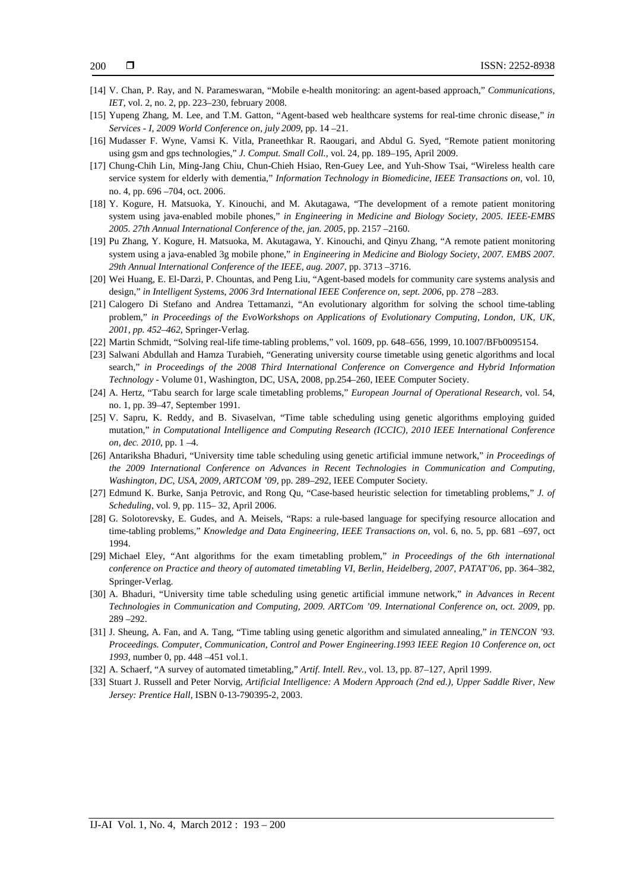[14] V. Chan, P. Ray, and N. Parameswaran, "Mobile e-health monitoring: an agent-based approach," *Communications, IET*, vol. 2, no. 2, pp. 223–230, february 2008.

[15] Yupeng Zhang, M. Lee, and T.M. Gatton, "Agent-based web healthcare systems for real-time chronic disease," *in Services - I, 2009 World Conference on, july 2009*, pp. 14 –21.

[16] Mudasser F. Wyne, Vamsi K. Vitla, Praneethkar R. Raougari, and Abdul G. Syed, "Remote patient monitoring using gsm and gps technologies," *J. Comput. Small Coll.*, vol. 24, pp. 189–195, April 2009.

[17] Chung-Chih Lin, Ming-Jang Chiu, Chun-Chieh Hsiao, Ren-Guey Lee, and Yuh-Show Tsai, "Wireless health care service system for elderly with dementia," *Information Technology in Biomedicine, IEEE Transactions on*, vol. 10, no. 4, pp. 696 –704, oct. 2006.

[18] Y. Kogure, H. Matsuoka, Y. Kinouchi, and M. Akutagawa, "The development of a remote patient monitoring system using java-enabled mobile phones," *in Engineering in Medicine and Biology Society, 2005. IEEE-EMBS 2005. 27th Annual International Conference of the, jan. 2005*, pp. 2157 –2160.

[19] Pu Zhang, Y. Kogure, H. Matsuoka, M. Akutagawa, Y. Kinouchi, and Qinyu Zhang, "A remote patient monitoring system using a java-enabled 3g mobile phone," *in Engineering in Medicine and Biology Society, 2007. EMBS 2007. 29th Annual International Conference of the IEEE, aug. 2007*, pp. 3713 –3716.

[20] Wei Huang, E. El-Darzi, P. Chountas, and Peng Liu, "Agent-based models for community care systems analysis and design," *in Intelligent Systems, 2006 3rd International IEEE Conference on, sept. 2006*, pp. 278 –283.

[21] Calogero Di Stefano and Andrea Tettamanzi, "An evolutionary algorithm for solving the school time-tabling problem," *in Proceedings of the EvoWorkshops on Applications of Evolutionary Computing, London, UK, UK, 2001, pp. 452–462*, Springer-Verlag.

[22] Martin Schmidt, "Solving real-life time-tabling problems," vol. 1609, pp. 648–656, 1999, 10.1007/BFb0095154.

[23] Salwani Abdullah and Hamza Turabieh, "Generating university course timetable using genetic algorithms and local search," *in Proceedings of the 2008 Third International Conference on Convergence and Hybrid Information Technology* - Volume 01, Washington, DC, USA, 2008, pp.254–260, IEEE Computer Society.

[24] A. Hertz, "Tabu search for large scale timetabling problems," *European Journal of Operational Research*, vol. 54, no. 1, pp. 39–47, September 1991.

[25] V. Sapru, K. Reddy, and B. Sivaselvan, "Time table scheduling using genetic algorithms employing guided mutation," *in Computational Intelligence and Computing Research (ICCIC), 2010 IEEE International Conference on, dec. 2010*, pp. 1 –4.

[26] Antariksha Bhaduri, "University time table scheduling using genetic artificial immune network," *in Proceedings of the 2009 International Conference on Advances in Recent Technologies in Communication and Computing, Washington, DC, USA, 2009, ARTCOM '09*, pp. 289–292, IEEE Computer Society.

[27] Edmund K. Burke, Sanja Petrovic, and Rong Qu, "Case-based heuristic selection for timetabling problems," *J. of Scheduling*, vol. 9, pp. 115– 32, April 2006.

[28] G. Solotorevsky, E. Gudes, and A. Meisels, "Raps: a rule-based language for specifying resource allocation and time-tabling problems," *Knowledge and Data Engineering, IEEE Transactions on*, vol. 6, no. 5, pp. 681 –697, oct 1994.

[29] Michael Eley, "Ant algorithms for the exam timetabling problem," *in Proceedings of the 6th international conference on Practice and theory of automated timetabling VI, Berlin, Heidelberg, 2007, PATAT'06*, pp. 364–382, Springer-Verlag.

[30] A. Bhaduri, "University time table scheduling using genetic artificial immune network," *in Advances in Recent Technologies in Communication and Computing, 2009. ARTCom '09. International Conference on, oct. 2009*, pp. 289 –292.

[31] J. Sheung, A. Fan, and A. Tang, "Time tabling using genetic algorithm and simulated annealing," *in TENCON '93. Proceedings. Computer, Communication, Control and Power Engineering.1993 IEEE Region 10 Conference on, oct 1993*, number 0, pp. 448 –451 vol.1.

[32] A. Schaerf, "A survey of automated timetabling," *Artif. Intell. Rev.*, vol. 13, pp. 87–127, April 1999.

[33] Stuart J. Russell and Peter Norvig, *Artificial Intelligence: A Modern Approach (2nd ed.), Upper Saddle River, New Jersey: Prentice Hall*, ISBN 0-13-790395-2, 2003.